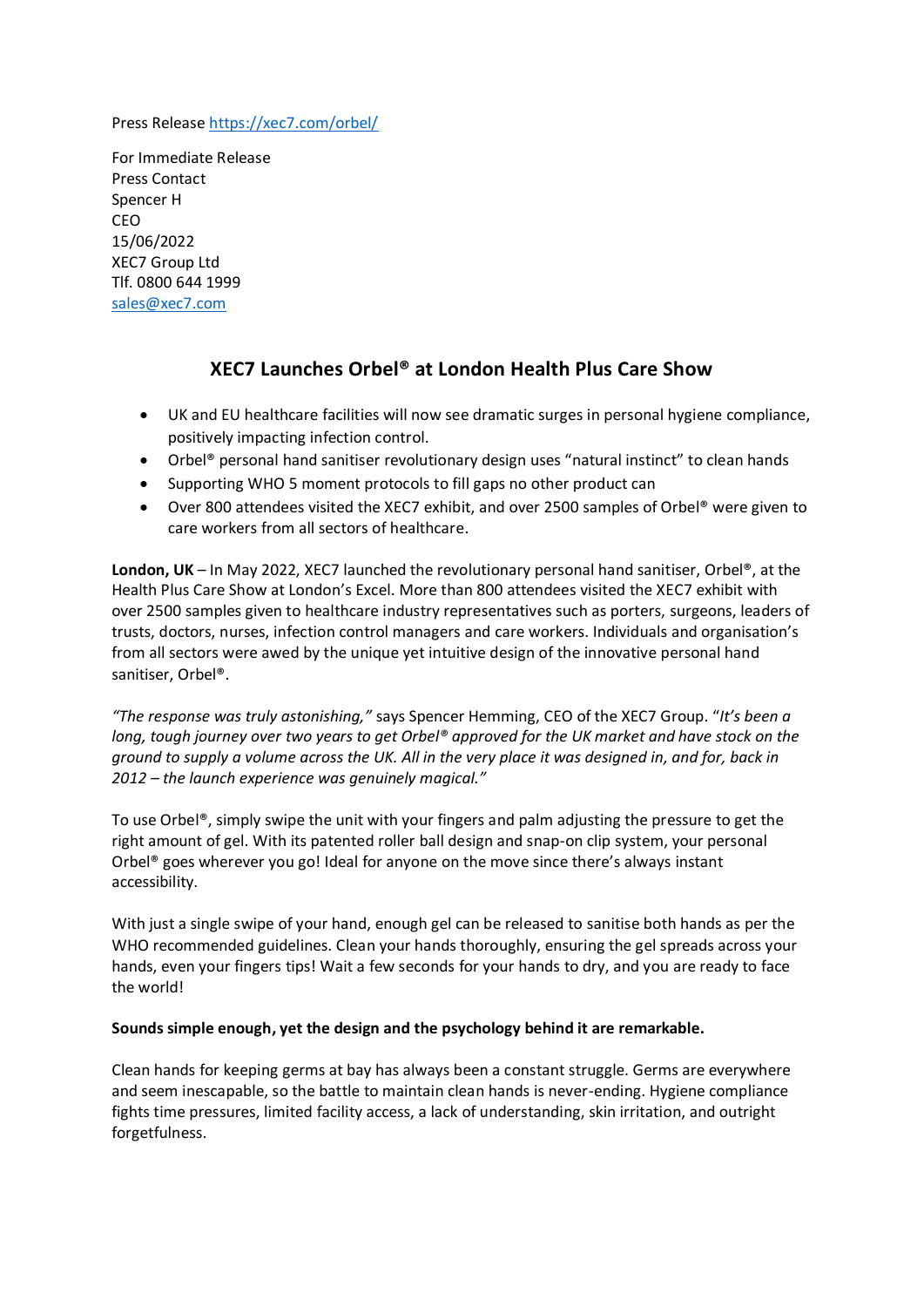Press Release [https://xec7.com/orbel/](https://xec7.com/orbel/)

For Immediate Release
Press Contact
Spencer H
CEO
15/06/2022
XEC7 Group Ltd
Tlf. 0800 644 1999
[sales@xec7.com](mailto:sales@xec7.com)

# XEC7 Launches Orbel® at London Health Plus Care Show

- UK and EU healthcare facilities will now see dramatic surges in personal hygiene compliance, positively impacting infection control.
- Orbel® personal hand sanitiser revolutionary design uses "natural instinct" to clean hands
- Supporting WHO 5 moment protocols to fill gaps no other product can
- Over 800 attendees visited the XEC7 exhibit, and over 2500 samples of Orbel® were given to care workers from all sectors of healthcare.

**London, UK** – In May 2022, XEC7 launched the revolutionary personal hand sanitiser, Orbel®, at the Health Plus Care Show at London's Excel. More than 800 attendees visited the XEC7 exhibit with over 2500 samples given to healthcare industry representatives such as porters, surgeons, leaders of trusts, doctors, nurses, infection control managers and care workers. Individuals and organisation's from all sectors were awed by the unique yet intuitive design of the innovative personal hand sanitiser, Orbel®.

*"The response was truly astonishing,"* says Spencer Hemming, CEO of the XEC7 Group. "*It's been a long, tough journey over two years to get Orbel® approved for the UK market and have stock on the ground to supply a volume across the UK. All in the very place it was designed in, and for, back in 2012 – the launch experience was genuinely magical."*

To use Orbel®, simply swipe the unit with your fingers and palm adjusting the pressure to get the right amount of gel. With its patented roller ball design and snap-on clip system, your personal Orbel® goes wherever you go! Ideal for anyone on the move since there's always instant accessibility.

With just a single swipe of your hand, enough gel can be released to sanitise both hands as per the WHO recommended guidelines. Clean your hands thoroughly, ensuring the gel spreads across your hands, even your fingers tips! Wait a few seconds for your hands to dry, and you are ready to face the world!

**Sounds simple enough, yet the design and the psychology behind it are remarkable.**

Clean hands for keeping germs at bay has always been a constant struggle. Germs are everywhere and seem inescapable, so the battle to maintain clean hands is never-ending. Hygiene compliance fights time pressures, limited facility access, a lack of understanding, skin irritation, and outright forgetfulness.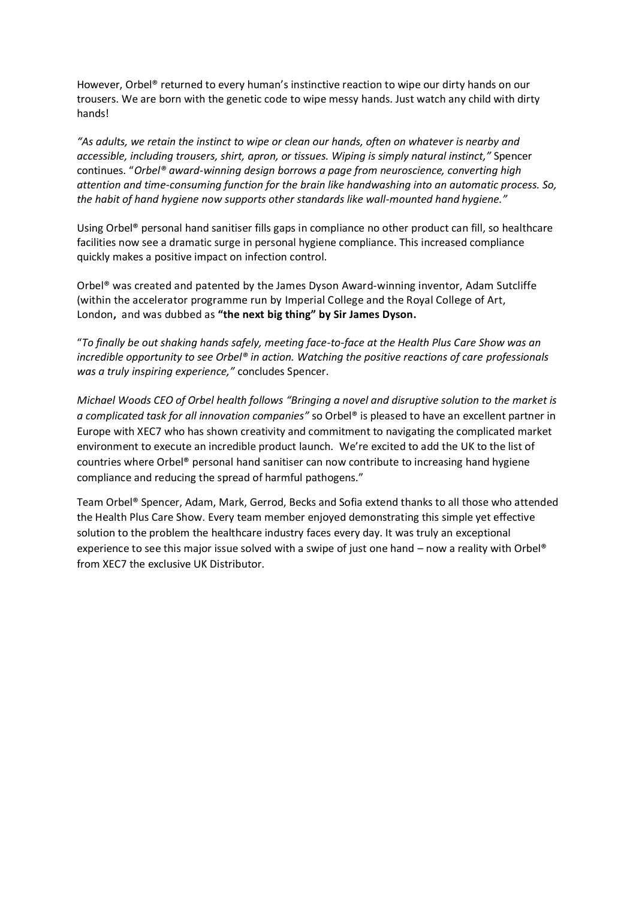However, Orbel® returned to every human's instinctive reaction to wipe our dirty hands on our trousers. We are born with the genetic code to wipe messy hands. Just watch any child with dirty hands!

*"As adults, we retain the instinct to wipe or clean our hands, often on whatever is nearby and accessible, including trousers, shirt, apron, or tissues. Wiping is simply natural instinct,"* Spencer continues. "*Orbel® award-winning design borrows a page from neuroscience, converting high attention and time-consuming function for the brain like handwashing into an automatic process. So, the habit of hand hygiene now supports other standards like wall-mounted hand hygiene."*

Using Orbel® personal hand sanitiser fills gaps in compliance no other product can fill, so healthcare facilities now see a dramatic surge in personal hygiene compliance. This increased compliance quickly makes a positive impact on infection control.

Orbel® was created and patented by the James Dyson Award-winning inventor, Adam Sutcliffe (within the accelerator programme run by Imperial College and the Royal College of Art, London**,** and was dubbed as **"the next big thing" by Sir James Dyson.**

"*To finally be out shaking hands safely, meeting face-to-face at the Health Plus Care Show was an incredible opportunity to see Orbel® in action. Watching the positive reactions of care professionals was a truly inspiring experience,"* concludes Spencer.

*Michael Woods CEO of Orbel health follows "Bringing a novel and disruptive solution to the market is a complicated task for all innovation companies"* so Orbel® is pleased to have an excellent partner in Europe with XEC7 who has shown creativity and commitment to navigating the complicated market environment to execute an incredible product launch. We're excited to add the UK to the list of countries where Orbel® personal hand sanitiser can now contribute to increasing hand hygiene compliance and reducing the spread of harmful pathogens."

Team Orbel® Spencer, Adam, Mark, Gerrod, Becks and Sofia extend thanks to all those who attended the Health Plus Care Show. Every team member enjoyed demonstrating this simple yet effective solution to the problem the healthcare industry faces every day. It was truly an exceptional experience to see this major issue solved with a swipe of just one hand – now a reality with Orbel® from XEC7 the exclusive UK Distributor.